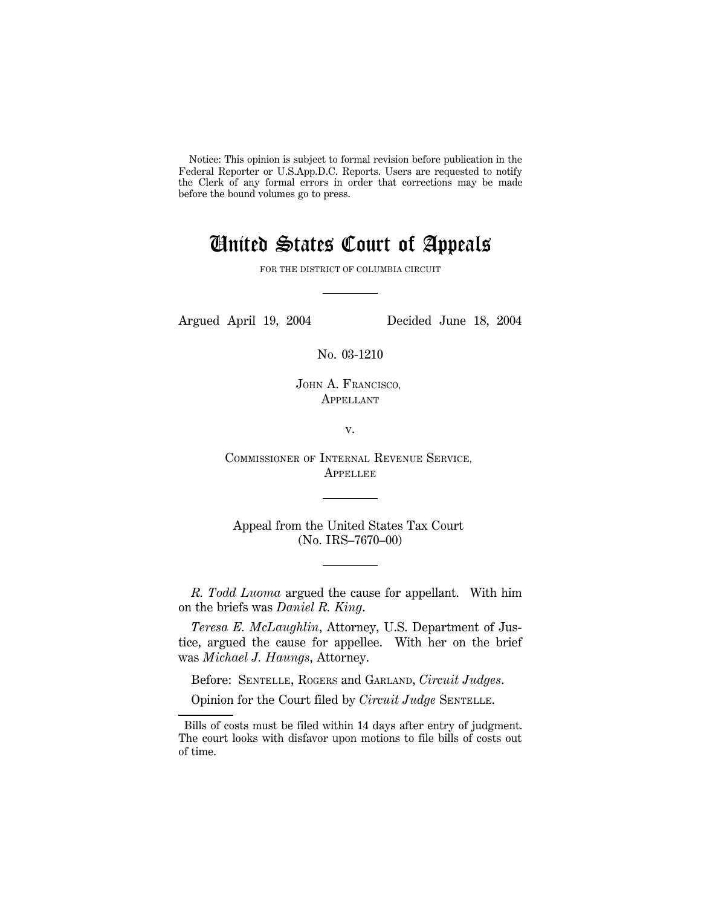Notice: This opinion is subject to formal revision before publication in the Federal Reporter or U.S.App.D.C. Reports. Users are requested to notify the Clerk of any formal errors in order that corrections may be made before the bound volumes go to press.

# United States Court of Appeals

FOR THE DISTRICT OF COLUMBIA CIRCUIT

---

Argued April 19, 2004 Decided June 18, 2004

No. 03-1210

JOHN A. FRANCISCO,
APPELLANT

v.

COMMISSIONER OF INTERNAL REVENUE SERVICE,
APPELLEE

---

Appeal from the United States Tax Court
(No. IRS–7670–00)

---

*R. Todd Luoma* argued the cause for appellant. With him on the briefs was *Daniel R. King*.

*Teresa E. McLaughlin*, Attorney, U.S. Department of Justice, argued the cause for appellee. With her on the brief was *Michael J. Haungs*, Attorney.

Before: SENTELLE, ROGERS and GARLAND, *Circuit Judges*.

Opinion for the Court filed by *Circuit Judge* SENTELLE.

---

Bills of costs must be filed within 14 days after entry of judgment. The court looks with disfavor upon motions to file bills of costs out of time.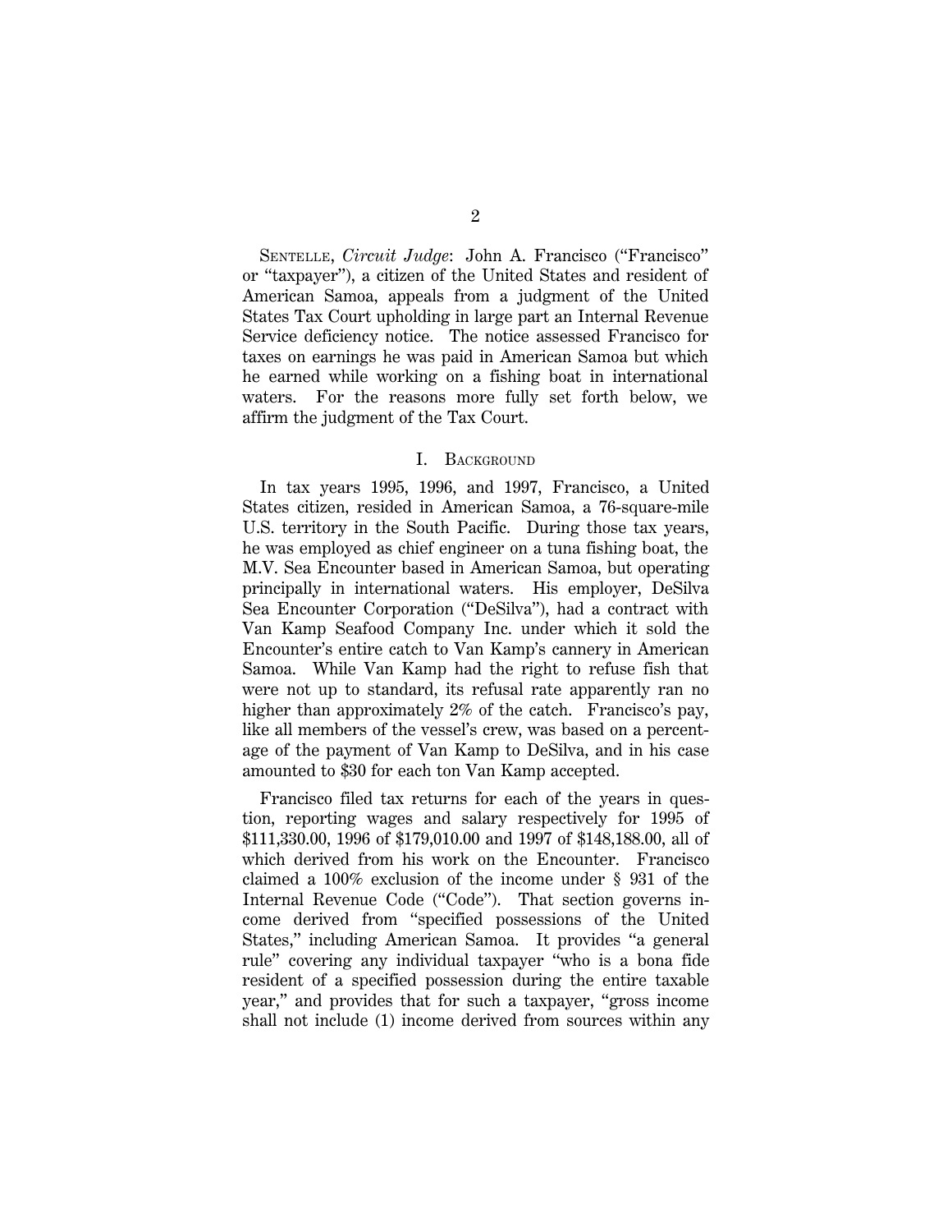SENTELLE, *Circuit Judge*: John A. Francisco ("Francisco" or "taxpayer"), a citizen of the United States and resident of American Samoa, appeals from a judgment of the United States Tax Court upholding in large part an Internal Revenue Service deficiency notice. The notice assessed Francisco for taxes on earnings he was paid in American Samoa but which he earned while working on a fishing boat in international waters. For the reasons more fully set forth below, we affirm the judgment of the Tax Court.

## I. BACKGROUND

In tax years 1995, 1996, and 1997, Francisco, a United States citizen, resided in American Samoa, a 76-square-mile U.S. territory in the South Pacific. During those tax years, he was employed as chief engineer on a tuna fishing boat, the M.V. Sea Encounter based in American Samoa, but operating principally in international waters. His employer, DeSilva Sea Encounter Corporation ("DeSilva"), had a contract with Van Kamp Seafood Company Inc. under which it sold the Encounter's entire catch to Van Kamp's cannery in American Samoa. While Van Kamp had the right to refuse fish that were not up to standard, its refusal rate apparently ran no higher than approximately 2% of the catch. Francisco's pay, like all members of the vessel's crew, was based on a percentage of the payment of Van Kamp to DeSilva, and in his case amounted to $30 for each ton Van Kamp accepted.

Francisco filed tax returns for each of the years in question, reporting wages and salary respectively for 1995 of $111,330.00, 1996 of $179,010.00 and 1997 of $148,188.00, all of which derived from his work on the Encounter. Francisco claimed a 100% exclusion of the income under § 931 of the Internal Revenue Code ("Code"). That section governs income derived from "specified possessions of the United States," including American Samoa. It provides "a general rule" covering any individual taxpayer "who is a bona fide resident of a specified possession during the entire taxable year," and provides that for such a taxpayer, "gross income shall not include (1) income derived from sources within any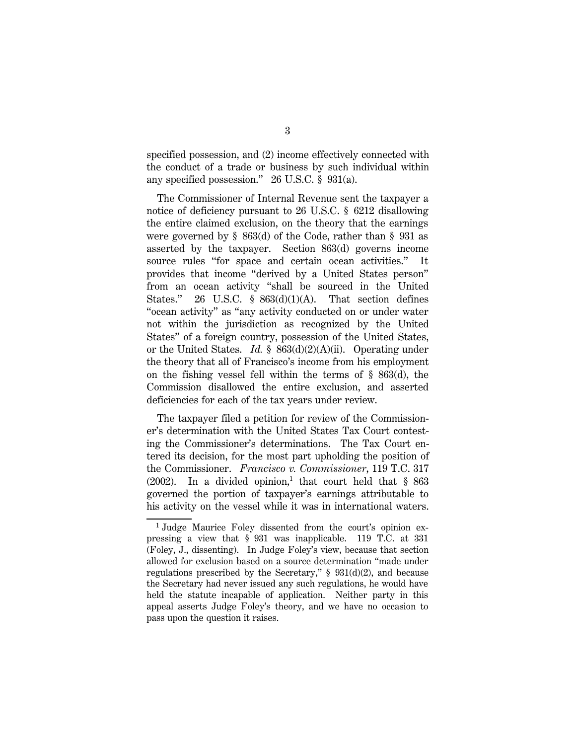specified possession, and (2) income effectively connected with the conduct of a trade or business by such individual within any specified possession." 26 U.S.C. § 931(a).

The Commissioner of Internal Revenue sent the taxpayer a notice of deficiency pursuant to 26 U.S.C. § 6212 disallowing the entire claimed exclusion, on the theory that the earnings were governed by § 863(d) of the Code, rather than § 931 as asserted by the taxpayer. Section 863(d) governs income source rules "for space and certain ocean activities." It provides that income "derived by a United States person" from an ocean activity "shall be sourced in the United States." 26 U.S.C. § 863(d)(1)(A). That section defines "ocean activity" as "any activity conducted on or under water not within the jurisdiction as recognized by the United States" of a foreign country, possession of the United States, or the United States. *Id.* § 863(d)(2)(A)(ii). Operating under the theory that all of Francisco's income from his employment on the fishing vessel fell within the terms of § 863(d), the Commission disallowed the entire exclusion, and asserted deficiencies for each of the tax years under review.

The taxpayer filed a petition for review of the Commissioner's determination with the United States Tax Court contesting the Commissioner's determinations. The Tax Court entered its decision, for the most part upholding the position of the Commissioner. *Francisco v. Commissioner*, 119 T.C. 317 (2002). In a divided opinion,[1] that court held that § 863 governed the portion of taxpayer's earnings attributable to his activity on the vessel while it was in international waters.

[1] Judge Maurice Foley dissented from the court's opinion expressing a view that § 931 was inapplicable. 119 T.C. at 331 (Foley, J., dissenting). In Judge Foley's view, because that section allowed for exclusion based on a source determination "made under regulations prescribed by the Secretary," § 931(d)(2), and because the Secretary had never issued any such regulations, he would have held the statute incapable of application. Neither party in this appeal asserts Judge Foley's theory, and we have no occasion to pass upon the question it raises.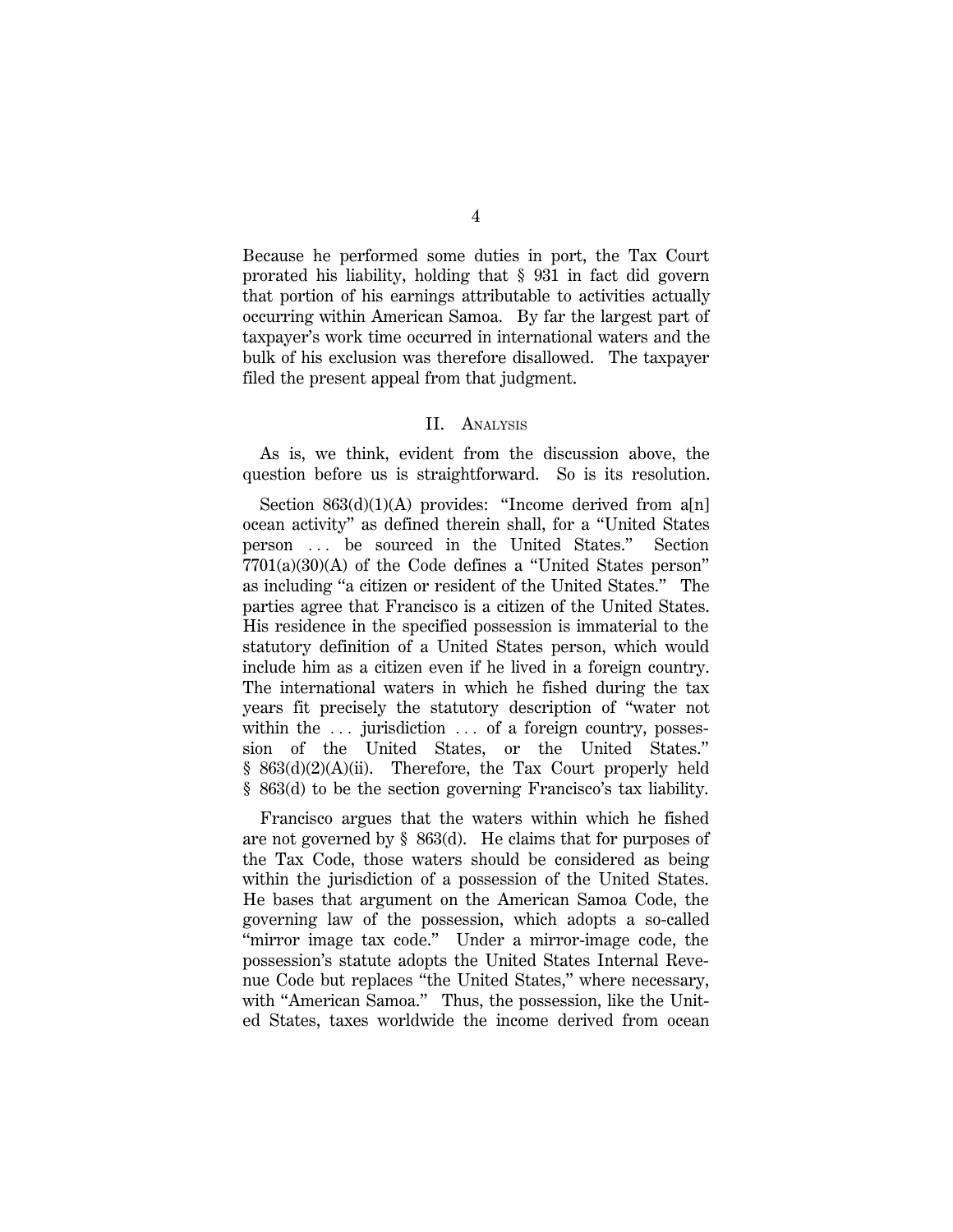Because he performed some duties in port, the Tax Court prorated his liability, holding that § 931 in fact did govern that portion of his earnings attributable to activities actually occurring within American Samoa. By far the largest part of taxpayer's work time occurred in international waters and the bulk of his exclusion was therefore disallowed. The taxpayer filed the present appeal from that judgment.

## II. ANALYSIS

As is, we think, evident from the discussion above, the question before us is straightforward. So is its resolution.

Section 863(d)(1)(A) provides: "Income derived from a[n] ocean activity" as defined therein shall, for a "United States person . . . be sourced in the United States." Section 7701(a)(30)(A) of the Code defines a "United States person" as including "a citizen or resident of the United States." The parties agree that Francisco is a citizen of the United States. His residence in the specified possession is immaterial to the statutory definition of a United States person, which would include him as a citizen even if he lived in a foreign country. The international waters in which he fished during the tax years fit precisely the statutory description of "water not within the . . . jurisdiction . . . of a foreign country, possession of the United States, or the United States." § 863(d)(2)(A)(ii). Therefore, the Tax Court properly held § 863(d) to be the section governing Francisco's tax liability.

Francisco argues that the waters within which he fished are not governed by § 863(d). He claims that for purposes of the Tax Code, those waters should be considered as being within the jurisdiction of a possession of the United States. He bases that argument on the American Samoa Code, the governing law of the possession, which adopts a so-called "mirror image tax code." Under a mirror-image code, the possession's statute adopts the United States Internal Revenue Code but replaces "the United States," where necessary, with "American Samoa." Thus, the possession, like the United States, taxes worldwide the income derived from ocean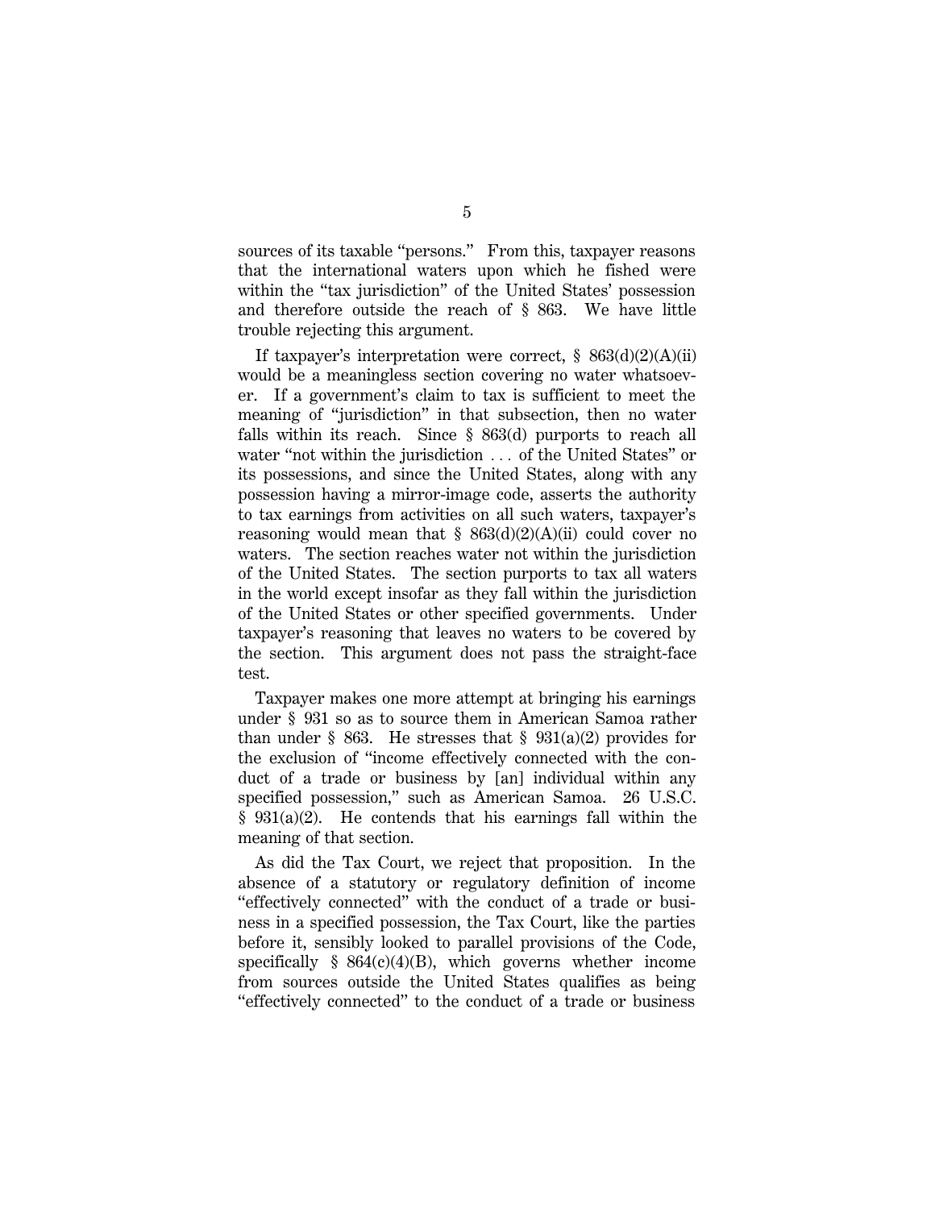sources of its taxable "persons." From this, taxpayer reasons that the international waters upon which he fished were within the "tax jurisdiction" of the United States' possession and therefore outside the reach of § 863. We have little trouble rejecting this argument.

If taxpayer's interpretation were correct, § 863(d)(2)(A)(ii) would be a meaningless section covering no water whatsoever. If a government's claim to tax is sufficient to meet the meaning of "jurisdiction" in that subsection, then no water falls within its reach. Since § 863(d) purports to reach all water "not within the jurisdiction . . . of the United States" or its possessions, and since the United States, along with any possession having a mirror-image code, asserts the authority to tax earnings from activities on all such waters, taxpayer's reasoning would mean that § 863(d)(2)(A)(ii) could cover no waters. The section reaches water not within the jurisdiction of the United States. The section purports to tax all waters in the world except insofar as they fall within the jurisdiction of the United States or other specified governments. Under taxpayer's reasoning that leaves no waters to be covered by the section. This argument does not pass the straight-face test.

Taxpayer makes one more attempt at bringing his earnings under § 931 so as to source them in American Samoa rather than under § 863. He stresses that § 931(a)(2) provides for the exclusion of "income effectively connected with the conduct of a trade or business by [an] individual within any specified possession," such as American Samoa. 26 U.S.C. § 931(a)(2). He contends that his earnings fall within the meaning of that section.

As did the Tax Court, we reject that proposition. In the absence of a statutory or regulatory definition of income "effectively connected" with the conduct of a trade or business in a specified possession, the Tax Court, like the parties before it, sensibly looked to parallel provisions of the Code, specifically § 864(c)(4)(B), which governs whether income from sources outside the United States qualifies as being "effectively connected" to the conduct of a trade or business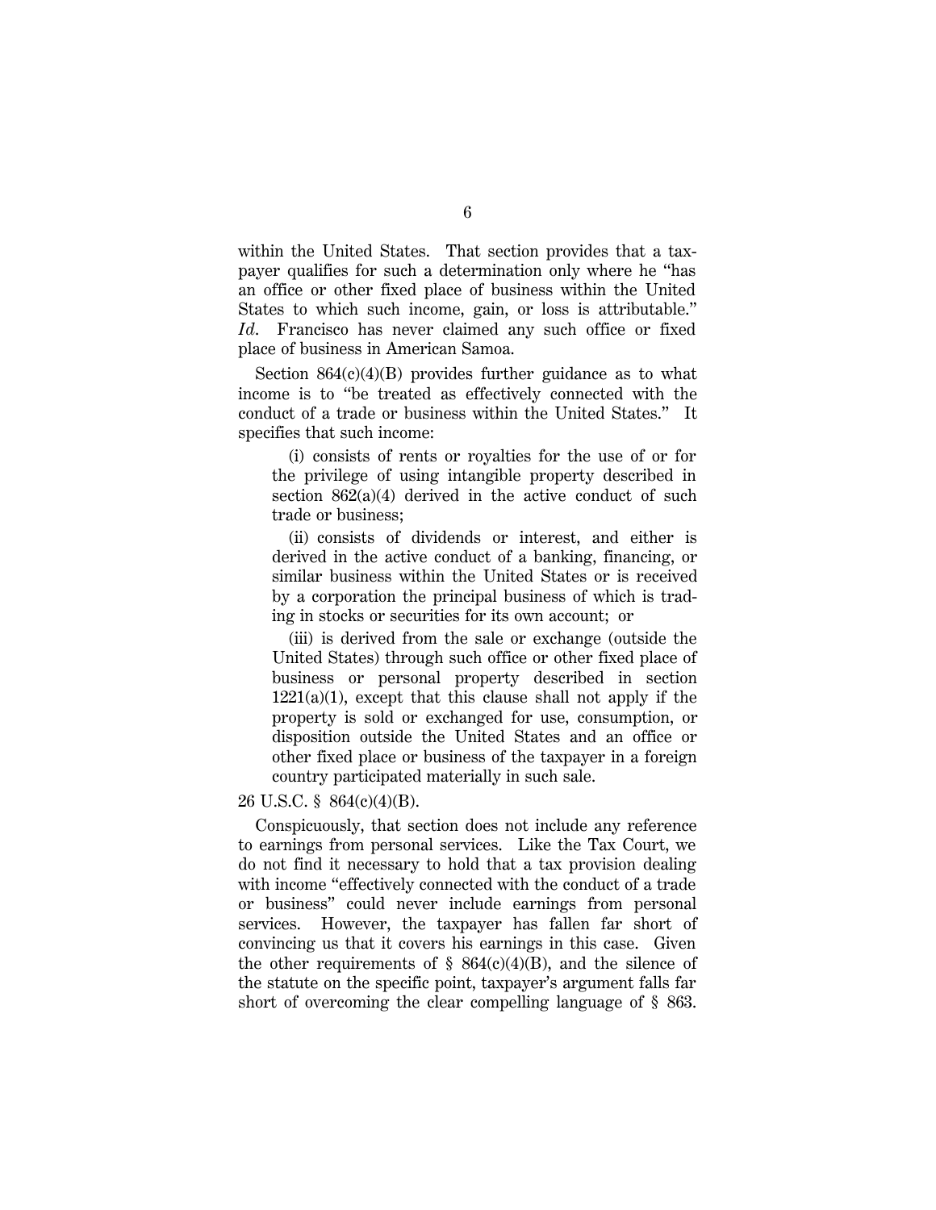within the United States. That section provides that a taxpayer qualifies for such a determination only where he "has an office or other fixed place of business within the United States to which such income, gain, or loss is attributable." *Id*. Francisco has never claimed any such office or fixed place of business in American Samoa.

Section 864(c)(4)(B) provides further guidance as to what income is to "be treated as effectively connected with the conduct of a trade or business within the United States." It specifies that such income:

> (i) consists of rents or royalties for the use of or for the privilege of using intangible property described in section 862(a)(4) derived in the active conduct of such trade or business;
>
> (ii) consists of dividends or interest, and either is derived in the active conduct of a banking, financing, or similar business within the United States or is received by a corporation the principal business of which is trading in stocks or securities for its own account; or
>
> (iii) is derived from the sale or exchange (outside the United States) through such office or other fixed place of business or personal property described in section 1221(a)(1), except that this clause shall not apply if the property is sold or exchanged for use, consumption, or disposition outside the United States and an office or other fixed place or business of the taxpayer in a foreign country participated materially in such sale.

26 U.S.C. § 864(c)(4)(B).

Conspicuously, that section does not include any reference to earnings from personal services. Like the Tax Court, we do not find it necessary to hold that a tax provision dealing with income "effectively connected with the conduct of a trade or business" could never include earnings from personal services. However, the taxpayer has fallen far short of convincing us that it covers his earnings in this case. Given the other requirements of § 864(c)(4)(B), and the silence of the statute on the specific point, taxpayer's argument falls far short of overcoming the clear compelling language of § 863.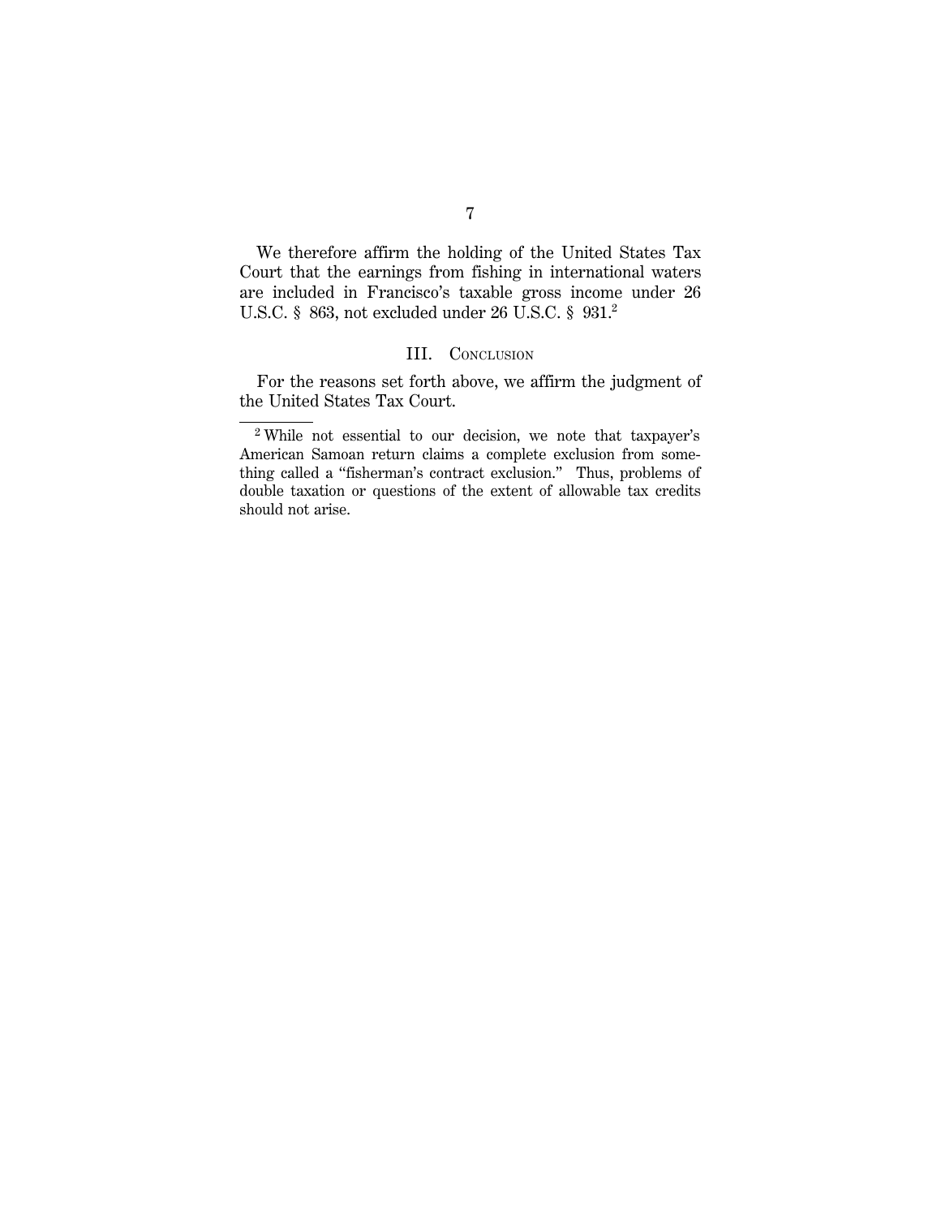We therefore affirm the holding of the United States Tax Court that the earnings from fishing in international waters are included in Francisco's taxable gross income under 26 U.S.C. § 863, not excluded under 26 U.S.C. § 931.[2]

## III. CONCLUSION

For the reasons set forth above, we affirm the judgment of the United States Tax Court.

---

[2] While not essential to our decision, we note that taxpayer's American Samoan return claims a complete exclusion from something called a "fisherman's contract exclusion." Thus, problems of double taxation or questions of the extent of allowable tax credits should not arise.